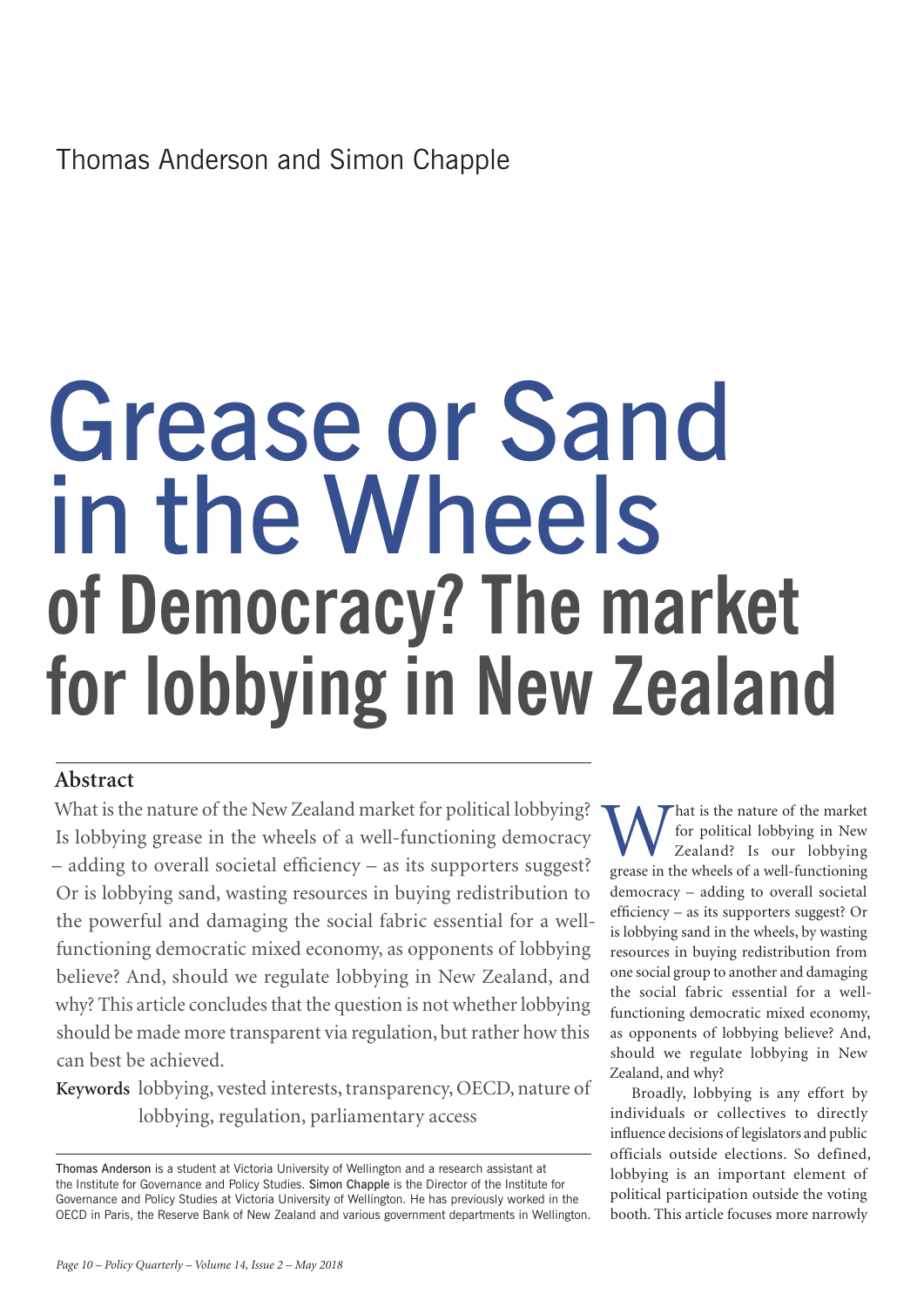Thomas Anderson and Simon Chapple

# Grease or Sand in the Wheels of Democracy? The market for lobbying in New Zealand

## Abstract

What is the nature of the New Zealand market for political lobbying? Is lobbying grease in the wheels of a well-functioning democracy – adding to overall societal efficiency – as its supporters suggest? Or is lobbying sand, wasting resources in buying redistribution to the powerful and damaging the social fabric essential for a well-functioning democratic mixed economy, as opponents of lobbying believe? And, should we regulate lobbying in New Zealand, and why? This article concludes that the question is not whether lobbying should be made more transparent via regulation, but rather how this can best be achieved.

**Keywords** lobbying, vested interests, transparency, OECD, nature of lobbying, regulation, parliamentary access

Thomas Anderson is a student at Victoria University of Wellington and a research assistant at the Institute for Governance and Policy Studies. Simon Chapple is the Director of the Institute for Governance and Policy Studies at Victoria University of Wellington. He has previously worked in the OECD in Paris, the Reserve Bank of New Zealand and various government departments in Wellington.

What is the nature of the market for political lobbying in New Zealand? Is our lobbying grease in the wheels of a well-functioning democracy – adding to overall societal efficiency – as its supporters suggest? Or is lobbying sand in the wheels, by wasting resources in buying redistribution from one social group to another and damaging the social fabric essential for a well-functioning democratic mixed economy, as opponents of lobbying believe? And, should we regulate lobbying in New Zealand, and why?

Broadly, lobbying is any effort by individuals or collectives to directly influence decisions of legislators and public officials outside elections. So defined, lobbying is an important element of political participation outside the voting booth. This article focuses more narrowly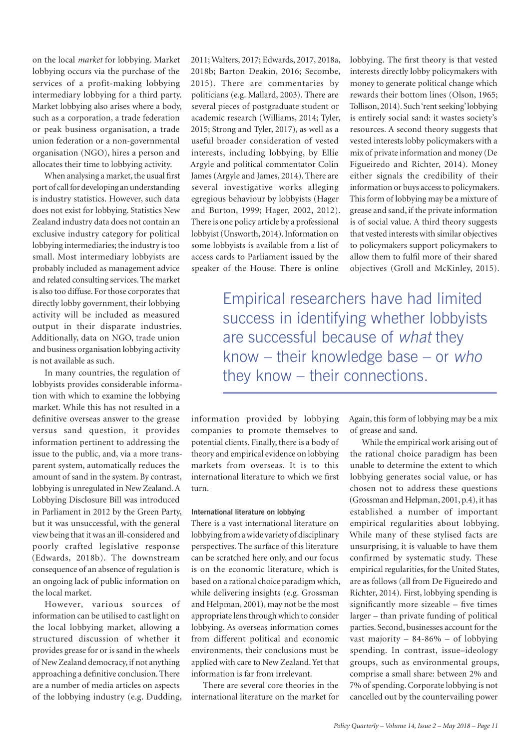on the local *market* for lobbying. Market lobbying occurs via the purchase of the services of a profit-making lobbying intermediary lobbying for a third party. Market lobbying also arises where a body, such as a corporation, a trade federation or peak business organisation, a trade union federation or a non-governmental organisation (NGO), hires a person and allocates their time to lobbying activity.

When analysing a market, the usual first port of call for developing an understanding is industry statistics. However, such data does not exist for lobbying. Statistics New Zealand industry data does not contain an exclusive industry category for political lobbying intermediaries; the industry is too small. Most intermediary lobbyists are probably included as management advice and related consulting services. The market is also too diffuse. For those corporates that directly lobby government, their lobbying activity will be included as measured output in their disparate industries. Additionally, data on NGO, trade union and business organisation lobbying activity is not available as such.

In many countries, the regulation of lobbyists provides considerable information with which to examine the lobbying market. While this has not resulted in a definitive overseas answer to the grease versus sand question, it provides information pertinent to addressing the issue to the public, and, via a more transparent system, automatically reduces the amount of sand in the system. By contrast, lobbying is unregulated in New Zealand. A Lobbying Disclosure Bill was introduced in Parliament in 2012 by the Green Party, but it was unsuccessful, with the general view being that it was an ill-considered and poorly crafted legislative response (Edwards, 2018b). The downstream consequence of an absence of regulation is an ongoing lack of public information on the local market.

However, various sources of information can be utilised to cast light on the local lobbying market, allowing a structured discussion of whether it provides grease for or is sand in the wheels of New Zealand democracy, if not anything approaching a definitive conclusion. There are a number of media articles on aspects of the lobbying industry (e.g. Dudding, 2011; Walters, 2017; Edwards, 2017, 2018a, 2018b; Barton Deakin, 2016; Secombe, 2015). There are commentaries by politicians (e.g. Mallard, 2003). There are several pieces of postgraduate student or academic research (Williams, 2014; Tyler, 2015; Strong and Tyler, 2017), as well as a useful broader consideration of vested interests, including lobbying, by Ellie Argyle and political commentator Colin James (Argyle and James, 2014). There are several investigative works alleging egregious behaviour by lobbyists (Hager and Burton, 1999; Hager, 2002, 2012). There is one policy article by a professional lobbyist (Unsworth, 2014). Information on some lobbyists is available from a list of access cards to Parliament issued by the speaker of the House. There is online information provided by lobbying companies to promote themselves to potential clients. Finally, there is a body of theory and empirical evidence on lobbying markets from overseas. It is to this international literature to which we first turn.

#### International literature on lobbying

There is a vast international literature on lobbying from a wide variety of disciplinary perspectives. The surface of this literature can be scratched here only, and our focus is on the economic literature, which is based on a rational choice paradigm which, while delivering insights (e.g. Grossman and Helpman, 2001), may not be the most appropriate lens through which to consider lobbying. As overseas information comes from different political and economic environments, their conclusions must be applied with care to New Zealand. Yet that information is far from irrelevant.

There are several core theories in the international literature on the market for lobbying. The first theory is that vested interests directly lobby policymakers with money to generate political change which rewards their bottom lines (Olson, 1965; Tollison, 2014). Such 'rent seeking' lobbying is entirely social sand: it wastes society's resources. A second theory suggests that vested interests lobby policymakers with a mix of private information and money (De Figueiredo and Richter, 2014). Money either signals the credibility of their information or buys access to policymakers. This form of lobbying may be a mixture of grease and sand, if the private information is of social value. A third theory suggests that vested interests with similar objectives to policymakers support policymakers to allow them to fulfil more of their shared objectives (Groll and McKinley, 2015). Again, this form of lobbying may be a mix of grease and sand.

> Empirical researchers have had limited success in identifying whether lobbyists are successful because of *what* they know – their knowledge base – or *who* they know – their connections.

While the empirical work arising out of the rational choice paradigm has been unable to determine the extent to which lobbying generates social value, or has chosen not to address these questions (Grossman and Helpman, 2001, p.4), it has established a number of important empirical regularities about lobbying. While many of these stylised facts are unsurprising, it is valuable to have them confirmed by systematic study. These empirical regularities, for the United States, are as follows (all from De Figueiredo and Richter, 2014). First, lobbying spending is significantly more sizeable – five times larger – than private funding of political parties. Second, businesses account for the vast majority – 84-86% – of lobbying spending. In contrast, issue–ideology groups, such as environmental groups, comprise a small share: between 2% and 7% of spending. Corporate lobbying is not cancelled out by the countervailing power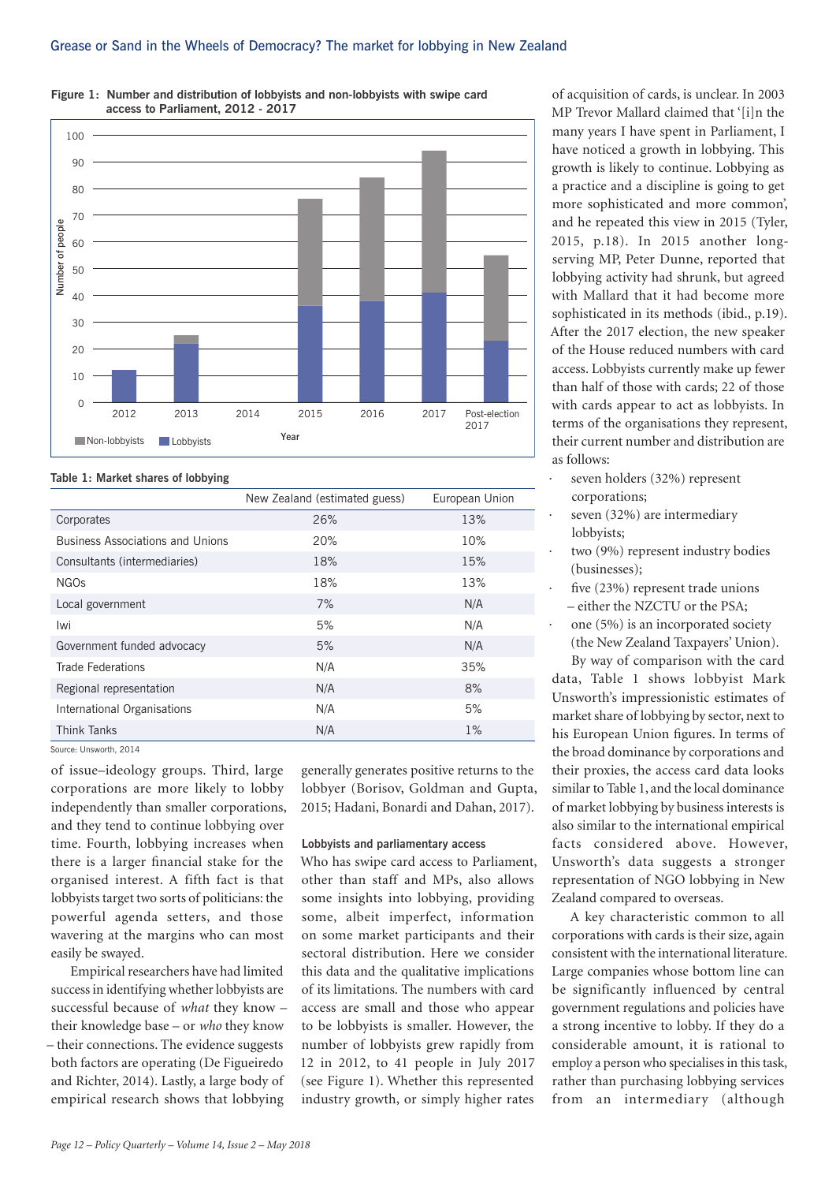**Figure 1: Number and distribution of lobbyists and non-lobbyists with swipe card access to Parliament, 2012 - 2017**

**Table 1: Market shares of lobbying**

| | New Zealand (estimated guess) | European Union |
|---|---|---|
| Corporates | 26% | 13% |
| Business Associations and Unions | 20% | 10% |
| Consultants (intermediaries) | 18% | 15% |
| NGOs | 18% | 13% |
| Local government | 7% | N/A |
| Iwi | 5% | N/A |
| Government funded advocacy | 5% | N/A |
| Trade Federations | N/A | 35% |
| Regional representation | N/A | 8% |
| International Organisations | N/A | 5% |
| Think Tanks | N/A | 1% |

Source: Unsworth, 2014

of issue–ideology groups. Third, large corporations are more likely to lobby independently than smaller corporations, and they tend to continue lobbying over time. Fourth, lobbying increases when there is a larger financial stake for the organised interest. A fifth fact is that lobbyists target two sorts of politicians: the powerful agenda setters, and those wavering at the margins who can most easily be swayed.

Empirical researchers have had limited success in identifying whether lobbyists are successful because of *what* they know – their knowledge base – or *who* they know – their connections. The evidence suggests both factors are operating (De Figueiredo and Richter, 2014). Lastly, a large body of empirical research shows that lobbying generally generates positive returns to the lobbyer (Borisov, Goldman and Gupta, 2015; Hadani, Bonardi and Dahan, 2017).

### Lobbyists and parliamentary access

Who has swipe card access to Parliament, other than staff and MPs, also allows some insights into lobbying, providing some, albeit imperfect, information on some market participants and their sectoral distribution. Here we consider this data and the qualitative implications of its limitations. The numbers with card access are small and those who appear to be lobbyists is smaller. However, the number of lobbyists grew rapidly from 12 in 2012, to 41 people in July 2017 (see Figure 1). Whether this represented industry growth, or simply higher rates of acquisition of cards, is unclear. In 2003 MP Trevor Mallard claimed that '[i]n the many years I have spent in Parliament, I have noticed a growth in lobbying. This growth is likely to continue. Lobbying as a practice and a discipline is going to get more sophisticated and more common', and he repeated this view in 2015 (Tyler, 2015, p.18). In 2015 another long-serving MP, Peter Dunne, reported that lobbying activity had shrunk, but agreed with Mallard that it had become more sophisticated in its methods (ibid., p.19). After the 2017 election, the new speaker of the House reduced numbers with card access. Lobbyists currently make up fewer than half of those with cards; 22 of those with cards appear to act as lobbyists. In terms of the organisations they represent, their current number and distribution are as follows:

- seven holders (32%) represent corporations;
- seven (32%) are intermediary lobbyists;
- two (9%) represent industry bodies (businesses);
- five (23%) represent trade unions – either the NZCTU or the PSA;
- one (5%) is an incorporated society (the New Zealand Taxpayers' Union).

By way of comparison with the card data, Table 1 shows lobbyist Mark Unsworth's impressionistic estimates of market share of lobbying by sector, next to his European Union figures. In terms of the broad dominance by corporations and their proxies, the access card data looks similar to Table 1, and the local dominance of market lobbying by business interests is also similar to the international empirical facts considered above. However, Unsworth's data suggests a stronger representation of NGO lobbying in New Zealand compared to overseas.

A key characteristic common to all corporations with cards is their size, again consistent with the international literature. Large companies whose bottom line can be significantly influenced by central government regulations and policies have a strong incentive to lobby. If they do a considerable amount, it is rational to employ a person who specialises in this task, rather than purchasing lobbying services from an intermediary (although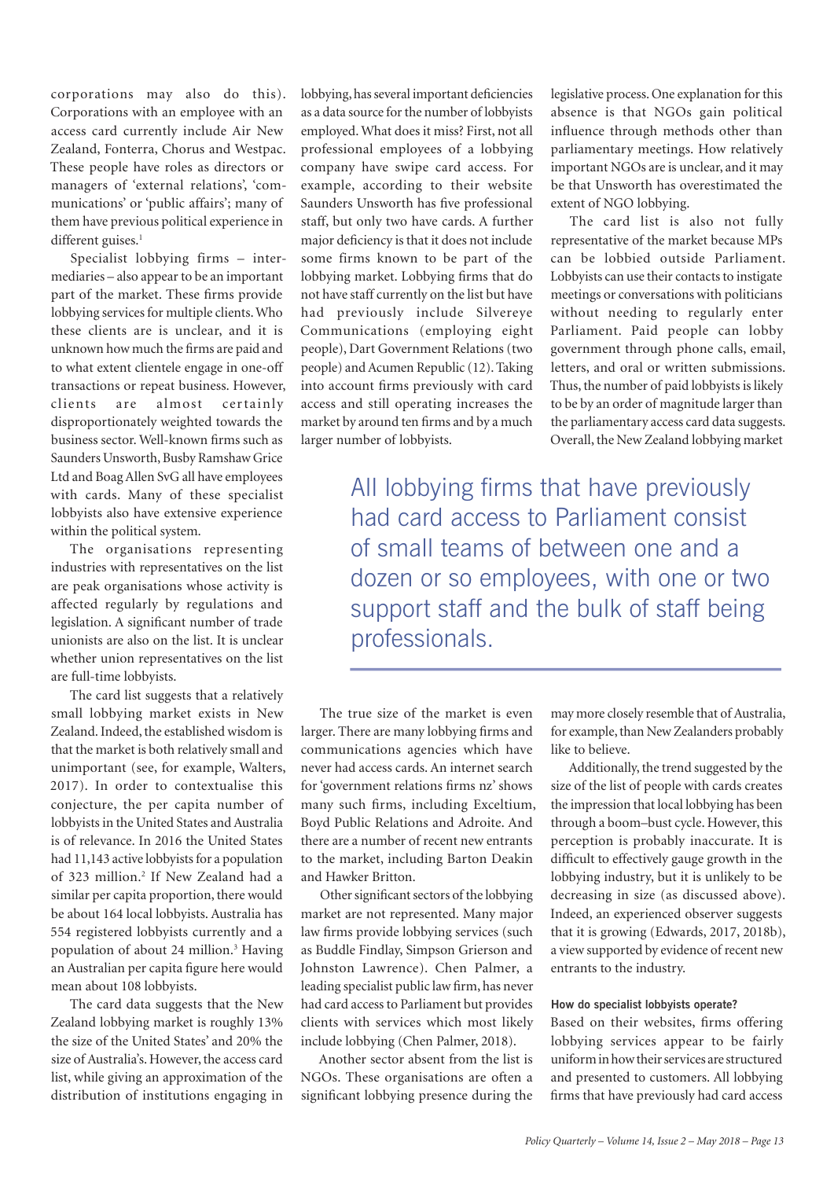corporations may also do this). Corporations with an employee with an access card currently include Air New Zealand, Fonterra, Chorus and Westpac. These people have roles as directors or managers of 'external relations', 'communications' or 'public affairs'; many of them have previous political experience in different guises.[1]

Specialist lobbying firms – intermediaries – also appear to be an important part of the market. These firms provide lobbying services for multiple clients. Who these clients are is unclear, and it is unknown how much the firms are paid and to what extent clientele engage in one-off transactions or repeat business. However, clients are almost certainly disproportionately weighted towards the business sector. Well-known firms such as Saunders Unsworth, Busby Ramshaw Grice Ltd and Boag Allen SvG all have employees with cards. Many of these specialist lobbyists also have extensive experience within the political system.

The organisations representing industries with representatives on the list are peak organisations whose activity is affected regularly by regulations and legislation. A significant number of trade unionists are also on the list. It is unclear whether union representatives on the list are full-time lobbyists.

The card list suggests that a relatively small lobbying market exists in New Zealand. Indeed, the established wisdom is that the market is both relatively small and unimportant (see, for example, Walters, 2017). In order to contextualise this conjecture, the per capita number of lobbyists in the United States and Australia is of relevance. In 2016 the United States had 11,143 active lobbyists for a population of 323 million.[2] If New Zealand had a similar per capita proportion, there would be about 164 local lobbyists. Australia has 554 registered lobbyists currently and a population of about 24 million.[3] Having an Australian per capita figure here would mean about 108 lobbyists.

The card data suggests that the New Zealand lobbying market is roughly 13% the size of the United States' and 20% the size of Australia's. However, the access card list, while giving an approximation of the distribution of institutions engaging in lobbying, has several important deficiencies as a data source for the number of lobbyists employed. What does it miss? First, not all professional employees of a lobbying company have swipe card access. For example, according to their website Saunders Unsworth has five professional staff, but only two have cards. A further major deficiency is that it does not include some firms known to be part of the lobbying market. Lobbying firms that do not have staff currently on the list but have had previously include Silvereye Communications (employing eight people), Dart Government Relations (two people) and Acumen Republic (12). Taking into account firms previously with card access and still operating increases the market by around ten firms and by a much larger number of lobbyists.

The true size of the market is even larger. There are many lobbying firms and communications agencies which have never had access cards. An internet search for 'government relations firms nz' shows many such firms, including Exceltium, Boyd Public Relations and Adroite. And there are a number of recent new entrants to the market, including Barton Deakin and Hawker Britton.

Other significant sectors of the lobbying market are not represented. Many major law firms provide lobbying services (such as Buddle Findlay, Simpson Grierson and Johnston Lawrence). Chen Palmer, a leading specialist public law firm, has never had card access to Parliament but provides clients with services which most likely include lobbying (Chen Palmer, 2018).

Another sector absent from the list is NGOs. These organisations are often a significant lobbying presence during the legislative process. One explanation for this absence is that NGOs gain political influence through methods other than parliamentary meetings. How relatively important NGOs are is unclear, and it may be that Unsworth has overestimated the extent of NGO lobbying.

The card list is also not fully representative of the market because MPs can be lobbied outside Parliament. Lobbyists can use their contacts to instigate meetings or conversations with politicians without needing to regularly enter Parliament. Paid people can lobby government through phone calls, email, letters, and oral or written submissions. Thus, the number of paid lobbyists is likely to be by an order of magnitude larger than the parliamentary access card data suggests. Overall, the New Zealand lobbying market may more closely resemble that of Australia, for example, than New Zealanders probably like to believe.

> All lobbying firms that have previously had card access to Parliament consist of small teams of between one and a dozen or so employees, with one or two support staff and the bulk of staff being professionals.

Additionally, the trend suggested by the size of the list of people with cards creates the impression that local lobbying has been through a boom–bust cycle. However, this perception is probably inaccurate. It is difficult to effectively gauge growth in the lobbying industry, but it is unlikely to be decreasing in size (as discussed above). Indeed, an experienced observer suggests that it is growing (Edwards, 2017, 2018b), a view supported by evidence of recent new entrants to the industry.

#### How do specialist lobbyists operate?

Based on their websites, firms offering lobbying services appear to be fairly uniform in how their services are structured and presented to customers. All lobbying firms that have previously had card access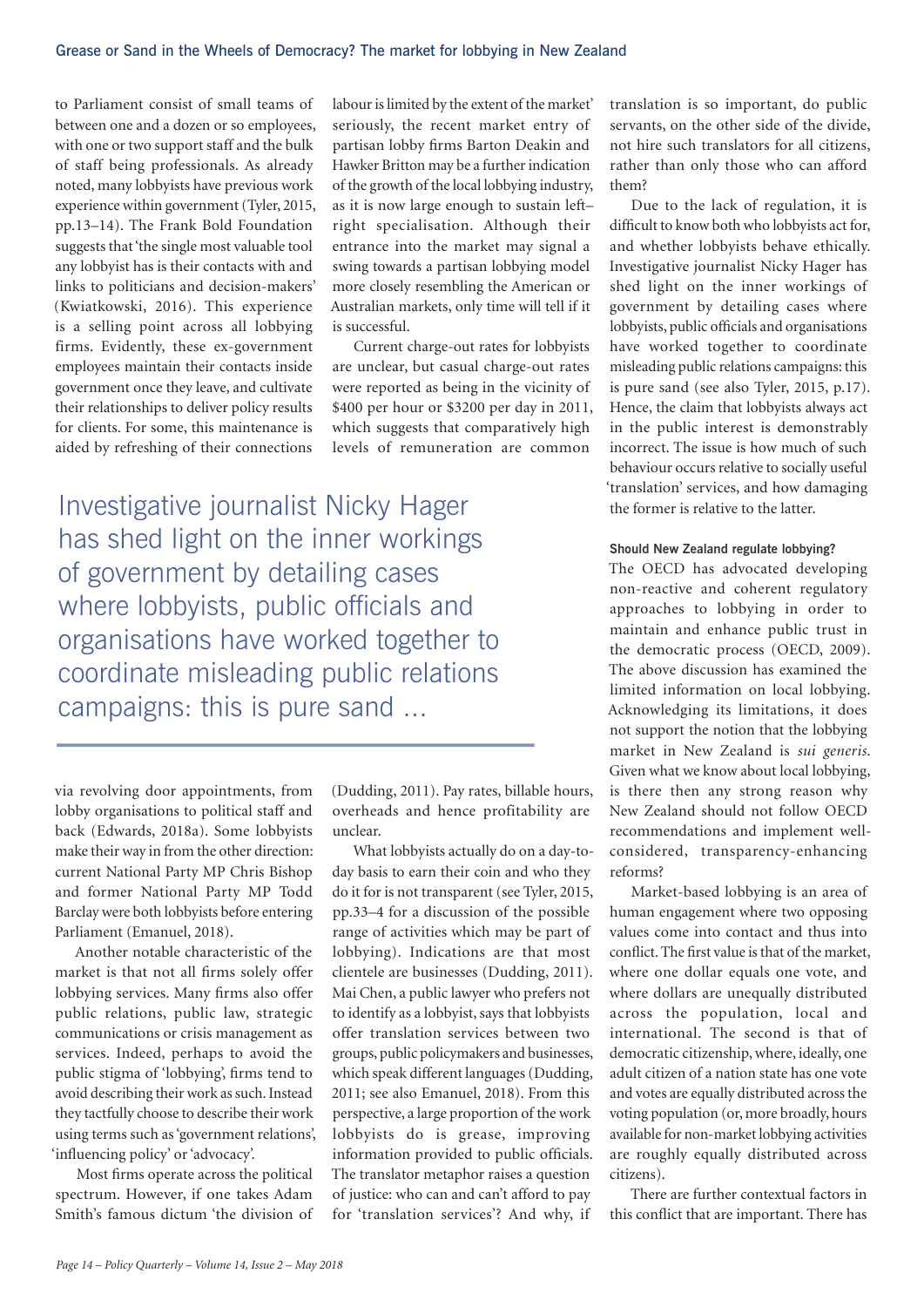to Parliament consist of small teams of between one and a dozen or so employees, with one or two support staff and the bulk of staff being professionals. As already noted, many lobbyists have previous work experience within government (Tyler, 2015, pp.13–14). The Frank Bold Foundation suggests that 'the single most valuable tool any lobbyist has is their contacts with and links to politicians and decision-makers' (Kwiatkowski, 2016). This experience is a selling point across all lobbying firms. Evidently, these ex-government employees maintain their contacts inside government once they leave, and cultivate their relationships to deliver policy results for clients. For some, this maintenance is aided by refreshing of their connections via revolving door appointments, from lobby organisations to political staff and back (Edwards, 2018a). Some lobbyists make their way in from the other direction: current National Party MP Chris Bishop and former National Party MP Todd Barclay were both lobbyists before entering Parliament (Emanuel, 2018).

Another notable characteristic of the market is that not all firms solely offer lobbying services. Many firms also offer public relations, public law, strategic communications or crisis management as services. Indeed, perhaps to avoid the public stigma of 'lobbying', firms tend to avoid describing their work as such. Instead they tactfully choose to describe their work using terms such as 'government relations', 'influencing policy' or 'advocacy'.

Most firms operate across the political spectrum. However, if one takes Adam Smith's famous dictum 'the division of labour is limited by the extent of the market' seriously, the recent market entry of partisan lobby firms Barton Deakin and Hawker Britton may be a further indication of the growth of the local lobbying industry, as it is now large enough to sustain left–right specialisation. Although their entrance into the market may signal a swing towards a partisan lobbying model more closely resembling the American or Australian markets, only time will tell if it is successful.

Current charge-out rates for lobbyists are unclear, but casual charge-out rates were reported as being in the vicinity of $400 per hour or $3200 per day in 2011, which suggests that comparatively high levels of remuneration are common (Dudding, 2011). Pay rates, billable hours, overheads and hence profitability are unclear.

What lobbyists actually do on a day-to-day basis to earn their coin and who they do it for is not transparent (see Tyler, 2015, pp.33–4 for a discussion of the possible range of activities which may be part of lobbying). Indications are that most clientele are businesses (Dudding, 2011). Mai Chen, a public lawyer who prefers not to identify as a lobbyist, says that lobbyists offer translation services between two groups, public policymakers and businesses, which speak different languages (Dudding, 2011; see also Emanuel, 2018). From this perspective, a large proportion of the work lobbyists do is grease, improving information provided to public officials. The translator metaphor raises a question of justice: who can and can't afford to pay for 'translation services'? And why, if translation is so important, do public servants, on the other side of the divide, not hire such translators for all citizens, rather than only those who can afford them?

> Investigative journalist Nicky Hager has shed light on the inner workings of government by detailing cases where lobbyists, public officials and organisations have worked together to coordinate misleading public relations campaigns: this is pure sand …

Due to the lack of regulation, it is difficult to know both who lobbyists act for, and whether lobbyists behave ethically. Investigative journalist Nicky Hager has shed light on the inner workings of government by detailing cases where lobbyists, public officials and organisations have worked together to coordinate misleading public relations campaigns: this is pure sand (see also Tyler, 2015, p.17). Hence, the claim that lobbyists always act in the public interest is demonstrably incorrect. The issue is how much of such behaviour occurs relative to socially useful 'translation' services, and how damaging the former is relative to the latter.

#### Should New Zealand regulate lobbying?

The OECD has advocated developing non-reactive and coherent regulatory approaches to lobbying in order to maintain and enhance public trust in the democratic process (OECD, 2009). The above discussion has examined the limited information on local lobbying. Acknowledging its limitations, it does not support the notion that the lobbying market in New Zealand is *sui generis*. Given what we know about local lobbying, is there then any strong reason why New Zealand should not follow OECD recommendations and implement well-considered, transparency-enhancing reforms?

Market-based lobbying is an area of human engagement where two opposing values come into contact and thus into conflict. The first value is that of the market, where one dollar equals one vote, and where dollars are unequally distributed across the population, local and international. The second is that of democratic citizenship, where, ideally, one adult citizen of a nation state has one vote and votes are equally distributed across the voting population (or, more broadly, hours available for non-market lobbying activities are roughly equally distributed across citizens).

There are further contextual factors in this conflict that are important. There has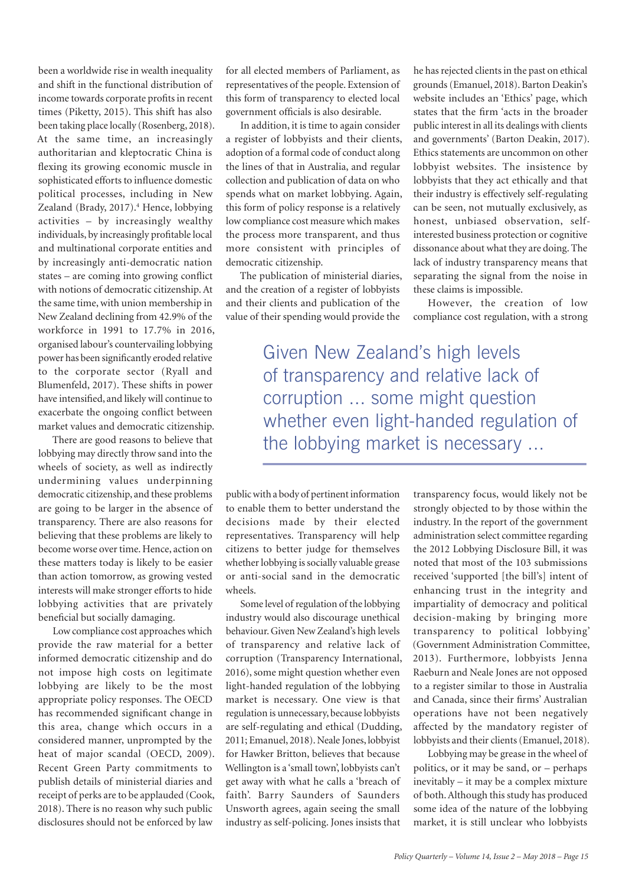been a worldwide rise in wealth inequality and shift in the functional distribution of income towards corporate profits in recent times (Piketty, 2015). This shift has also been taking place locally (Rosenberg, 2018). At the same time, an increasingly authoritarian and kleptocratic China is flexing its growing economic muscle in sophisticated efforts to influence domestic political processes, including in New Zealand (Brady, 2017).[4] Hence, lobbying activities – by increasingly wealthy individuals, by increasingly profitable local and multinational corporate entities and by increasingly anti-democratic nation states – are coming into growing conflict with notions of democratic citizenship. At the same time, with union membership in New Zealand declining from 42.9% of the workforce in 1991 to 17.7% in 2016, organised labour's countervailing lobbying power has been significantly eroded relative to the corporate sector (Ryall and Blumenfeld, 2017). These shifts in power have intensified, and likely will continue to exacerbate the ongoing conflict between market values and democratic citizenship.

There are good reasons to believe that lobbying may directly throw sand into the wheels of society, as well as indirectly undermining values underpinning democratic citizenship, and these problems are going to be larger in the absence of transparency. There are also reasons for believing that these problems are likely to become worse over time. Hence, action on these matters today is likely to be easier than action tomorrow, as growing vested interests will make stronger efforts to hide lobbying activities that are privately beneficial but socially damaging.

Low compliance cost approaches which provide the raw material for a better informed democratic citizenship and do not impose high costs on legitimate lobbying are likely to be the most appropriate policy responses. The OECD has recommended significant change in this area, change which occurs in a considered manner, unprompted by the heat of major scandal (OECD, 2009). Recent Green Party commitments to publish details of ministerial diaries and receipt of perks are to be applauded (Cook, 2018). There is no reason why such public disclosures should not be enforced by law for all elected members of Parliament, as representatives of the people. Extension of this form of transparency to elected local government officials is also desirable.

In addition, it is time to again consider a register of lobbyists and their clients, adoption of a formal code of conduct along the lines of that in Australia, and regular collection and publication of data on who spends what on market lobbying. Again, this form of policy response is a relatively low compliance cost measure which makes the process more transparent, and thus more consistent with principles of democratic citizenship.

The publication of ministerial diaries, and the creation of a register of lobbyists and their clients and publication of the value of their spending would provide the public with a body of pertinent information to enable them to better understand the decisions made by their elected representatives. Transparency will help citizens to better judge for themselves whether lobbying is socially valuable grease or anti-social sand in the democratic wheels.

Some level of regulation of the lobbying industry would also discourage unethical behaviour. Given New Zealand's high levels of transparency and relative lack of corruption (Transparency International, 2016), some might question whether even light-handed regulation of the lobbying market is necessary. One view is that regulation is unnecessary, because lobbyists are self-regulating and ethical (Dudding, 2011; Emanuel, 2018). Neale Jones, lobbyist for Hawker Britton, believes that because Wellington is a 'small town', lobbyists can't get away with what he calls a 'breach of faith'. Barry Saunders of Saunders Unsworth agrees, again seeing the small industry as self-policing. Jones insists that he has rejected clients in the past on ethical grounds (Emanuel, 2018). Barton Deakin's website includes an 'Ethics' page, which states that the firm 'acts in the broader public interest in all its dealings with clients and governments' (Barton Deakin, 2017). Ethics statements are uncommon on other lobbyist websites. The insistence by lobbyists that they act ethically and that their industry is effectively self-regulating can be seen, not mutually exclusively, as honest, unbiased observation, self-interested business protection or cognitive dissonance about what they are doing. The lack of industry transparency means that separating the signal from the noise in these claims is impossible.

> Given New Zealand's high levels of transparency and relative lack of corruption ... some might question whether even light-handed regulation of the lobbying market is necessary ...

However, the creation of low compliance cost regulation, with a strong transparency focus, would likely not be strongly objected to by those within the industry. In the report of the government administration select committee regarding the 2012 Lobbying Disclosure Bill, it was noted that most of the 103 submissions received 'supported [the bill's] intent of enhancing trust in the integrity and impartiality of democracy and political decision-making by bringing more transparency to political lobbying' (Government Administration Committee, 2013). Furthermore, lobbyists Jenna Raeburn and Neale Jones are not opposed to a register similar to those in Australia and Canada, since their firms' Australian operations have not been negatively affected by the mandatory register of lobbyists and their clients (Emanuel, 2018).

Lobbying may be grease in the wheel of politics, or it may be sand, or – perhaps inevitably – it may be a complex mixture of both. Although this study has produced some idea of the nature of the lobbying market, it is still unclear who lobbyists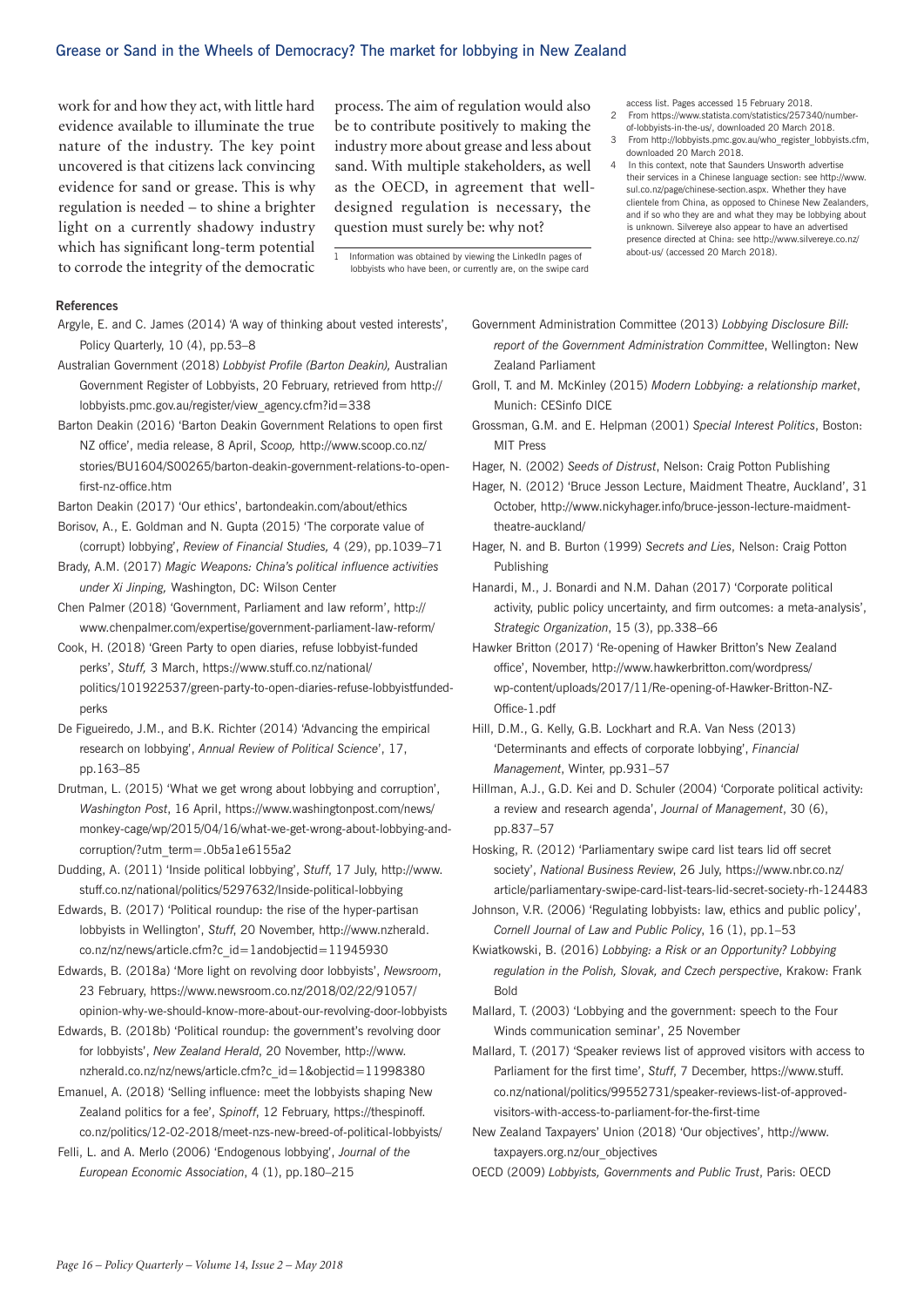work for and how they act, with little hard evidence available to illuminate the true nature of the industry. The key point uncovered is that citizens lack convincing evidence for sand or grease. This is why regulation is needed – to shine a brighter light on a currently shadowy industry which has significant long-term potential to corrode the integrity of the democratic process. The aim of regulation would also be to contribute positively to making the industry more about grease and less about sand. With multiple stakeholders, as well as the OECD, in agreement that well-designed regulation is necessary, the question must surely be: why not?

1 Information was obtained by viewing the LinkedIn pages of lobbyists who have been, or currently are, on the swipe card access list. Pages accessed 15 February 2018.

2 From https://www.statista.com/statistics/257340/number-of-lobbyists-in-the-us/, downloaded 20 March 2018.

3 From http://lobbyists.pmc.gov.au/who_register_lobbyists.cfm, downloaded 20 March 2018.

4 In this context, note that Saunders Unsworth advertise their services in a Chinese language section: see http://www.sul.co.nz/page/chinese-section.aspx. Whether they have clientele from China, as opposed to Chinese New Zealanders, and if so who they are and what they may be lobbying about is unknown. Silvereye also appear to have an advertised presence directed at China: see http://www.silvereye.co.nz/about-us/ (accessed 20 March 2018).

## References

Argyle, E. and C. James (2014) 'A way of thinking about vested interests', Policy Quarterly, 10 (4), pp.53–8

Australian Government (2018) *Lobbyist Profile (Barton Deakin),* Australian Government Register of Lobbyists, 20 February, retrieved from http://lobbyists.pmc.gov.au/register/view_agency.cfm?id=338

Barton Deakin (2016) 'Barton Deakin Government Relations to open first NZ office', media release, 8 April, *Scoop,* http://www.scoop.co.nz/stories/BU1604/S00265/barton-deakin-government-relations-to-open-first-nz-office.htm

Barton Deakin (2017) 'Our ethics', bartondeakin.com/about/ethics

Borisov, A., E. Goldman and N. Gupta (2015) 'The corporate value of (corrupt) lobbying', *Review of Financial Studies,* 4 (29), pp.1039–71

Brady, A.M. (2017) *Magic Weapons: China's political influence activities under Xi Jinping,* Washington, DC: Wilson Center

Chen Palmer (2018) 'Government, Parliament and law reform', http://www.chenpalmer.com/expertise/government-parliament-law-reform/

Cook, H. (2018) 'Green Party to open diaries, refuse lobbyist-funded perks', *Stuff,* 3 March, https://www.stuff.co.nz/national/politics/101922537/green-party-to-open-diaries-refuse-lobbyistfunded-perks

De Figueiredo, J.M., and B.K. Richter (2014) 'Advancing the empirical research on lobbying', *Annual Review of Political Science*', 17, pp.163–85

Drutman, L. (2015) 'What we get wrong about lobbying and corruption', *Washington Post*, 16 April, https://www.washingtonpost.com/news/monkey-cage/wp/2015/04/16/what-we-get-wrong-about-lobbying-and-corruption/?utm_term=.0b5a1e6155a2

Dudding, A. (2011) 'Inside political lobbying', *Stuff*, 17 July, http://www.stuff.co.nz/national/politics/5297632/Inside-political-lobbying

Edwards, B. (2017) 'Political roundup: the rise of the hyper-partisan lobbyists in Wellington', *Stuff*, 20 November, http://www.nzherald.co.nz/nz/news/article.cfm?c_id=1andobjectid=11945930

Edwards, B. (2018a) 'More light on revolving door lobbyists', *Newsroom*, 23 February, https://www.newsroom.co.nz/2018/02/22/91057/opinion-why-we-should-know-more-about-our-revolving-door-lobbyists

Edwards, B. (2018b) 'Political roundup: the government's revolving door for lobbyists', *New Zealand Herald*, 20 November, http://www.nzherald.co.nz/nz/news/article.cfm?c_id=1&objectid=11998380

Emanuel, A. (2018) 'Selling influence: meet the lobbyists shaping New Zealand politics for a fee', *Spinoff*, 12 February, https://thespinoff.co.nz/politics/12-02-2018/meet-nzs-new-breed-of-political-lobbyists/

Felli, L. and A. Merlo (2006) 'Endogenous lobbying', *Journal of the European Economic Association*, 4 (1), pp.180–215

Government Administration Committee (2013) *Lobbying Disclosure Bill: report of the Government Administration Committee*, Wellington: New Zealand Parliament

Groll, T. and M. McKinley (2015) *Modern Lobbying: a relationship market*, Munich: CESinfo DICE

Grossman, G.M. and E. Helpman (2001) *Special Interest Politics*, Boston: MIT Press

Hager, N. (2002) *Seeds of Distrust*, Nelson: Craig Potton Publishing

Hager, N. (2012) 'Bruce Jesson Lecture, Maidment Theatre, Auckland', 31 October, http://www.nickyhager.info/bruce-jesson-lecture-maidment-theatre-auckland/

Hager, N. and B. Burton (1999) *Secrets and Lies*, Nelson: Craig Potton Publishing

Hanardi, M., J. Bonardi and N.M. Dahan (2017) 'Corporate political activity, public policy uncertainty, and firm outcomes: a meta-analysis', *Strategic Organization*, 15 (3), pp.338–66

Hawker Britton (2017) 'Re-opening of Hawker Britton's New Zealand office', November, http://www.hawkerbritton.com/wordpress/wp-content/uploads/2017/11/Re-opening-of-Hawker-Britton-NZ-Office-1.pdf

Hill, D.M., G. Kelly, G.B. Lockhart and R.A. Van Ness (2013) 'Determinants and effects of corporate lobbying', *Financial Management*, Winter, pp.931–57

Hillman, A.J., G.D. Kei and D. Schuler (2004) 'Corporate political activity: a review and research agenda', *Journal of Management*, 30 (6), pp.837–57

Hosking, R. (2012) 'Parliamentary swipe card list tears lid off secret society', *National Business Review*, 26 July, https://www.nbr.co.nz/article/parliamentary-swipe-card-list-tears-lid-secret-society-rh-124483

Johnson, V.R. (2006) 'Regulating lobbyists: law, ethics and public policy', *Cornell Journal of Law and Public Policy*, 16 (1), pp.1–53

Kwiatkowski, B. (2016) *Lobbying: a Risk or an Opportunity? Lobbying regulation in the Polish, Slovak, and Czech perspective*, Krakow: Frank Bold

Mallard, T. (2003) 'Lobbying and the government: speech to the Four Winds communication seminar', 25 November

Mallard, T. (2017) 'Speaker reviews list of approved visitors with access to Parliament for the first time', *Stuff*, 7 December, https://www.stuff.co.nz/national/politics/99552731/speaker-reviews-list-of-approved-visitors-with-access-to-parliament-for-the-first-time

New Zealand Taxpayers' Union (2018) 'Our objectives', http://www.taxpayers.org.nz/our_objectives

OECD (2009) *Lobbyists, Governments and Public Trust*, Paris: OECD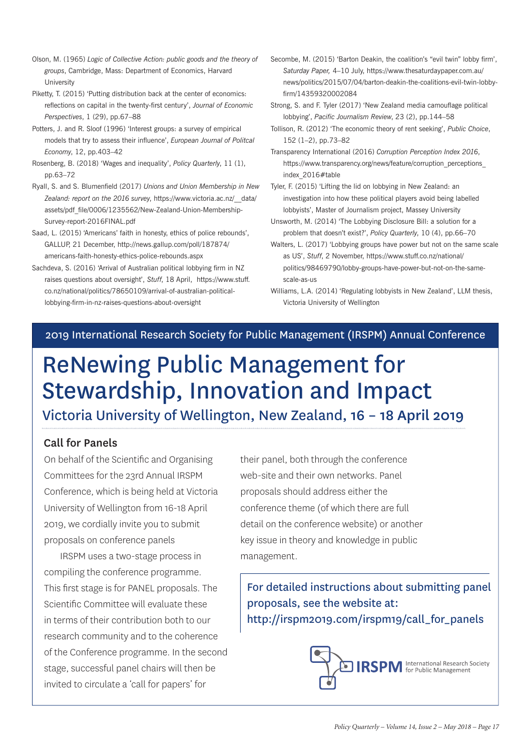Olson, M. (1965) *Logic of Collective Action: public goods and the theory of groups*, Cambridge, Mass: Department of Economics, Harvard University

Piketty, T. (2015) 'Putting distribution back at the center of economics: reflections on capital in the twenty-first century', *Journal of Economic Perspectives*, 1 (29), pp.67–88

Potters, J. and R. Sloof (1996) 'Interest groups: a survey of empirical models that try to assess their influence', *European Journal of Politcal Economy*, 12, pp.403–42

Rosenberg, B. (2018) 'Wages and inequality', *Policy Quarterly*, 11 (1), pp.63–72

Ryall, S. and S. Blumenfield (2017) *Unions and Union Membership in New Zealand: report on the 2016 survey*, https://www.victoria.ac.nz/__data/assets/pdf_file/0006/1235562/New-Zealand-Union-Membership-Survey-report-2016FINAL.pdf

Saad, L. (2015) 'Americans' faith in honesty, ethics of police rebounds', GALLUP, 21 December, http://news.gallup.com/poll/187874/americans-faith-honesty-ethics-police-rebounds.aspx

Sachdeva, S. (2016) 'Arrival of Australian political lobbying firm in NZ raises questions about oversight', *Stuff*, 18 April, https://www.stuff.co.nz/national/politics/78650109/arrival-of-australian-political-lobbying-firm-in-nz-raises-questions-about-oversight

Secombe, M. (2015) 'Barton Deakin, the coalition's "evil twin" lobby firm', *Saturday Paper,* 4–10 July, https://www.thesaturdaypaper.com.au/news/politics/2015/07/04/barton-deakin-the-coalitions-evil-twin-lobby-firm/14359320002084

Strong, S. and F. Tyler (2017) 'New Zealand media camouflage political lobbying', *Pacific Journalism Review*, 23 (2), pp.144–58

Tollison, R. (2012) 'The economic theory of rent seeking', *Public Choice*, 152 (1–2), pp.73–82

Transparency International (2016) *Corruption Perception Index 2016*, https://www.transparency.org/news/feature/corruption_perceptions_index_2016#table

Tyler, F. (2015) 'Lifting the lid on lobbying in New Zealand: an investigation into how these political players avoid being labelled lobbyists', Master of Journalism project, Massey University

Unsworth, M. (2014) 'The Lobbying Disclosure Bill: a solution for a problem that doesn't exist?', *Policy Quarterly*, 10 (4), pp.66–70

Walters, L. (2017) 'Lobbying groups have power but not on the same scale as US', *Stuff*, 2 November, https://www.stuff.co.nz/national/politics/98469790/lobby-groups-have-power-but-not-on-the-same-scale-as-us

Williams, L.A. (2014) 'Regulating lobbyists in New Zealand', LLM thesis, Victoria University of Wellington

2019 International Research Society for Public Management (IRSPM) Annual Conference

# ReNewing Public Management for Stewardship, Innovation and Impact

## Victoria University of Wellington, New Zealand, 16 – 18 April 2019

### Call for Panels

On behalf of the Scientific and Organising Committees for the 23rd Annual IRSPM Conference, which is being held at Victoria University of Wellington from 16-18 April 2019, we cordially invite you to submit proposals on conference panels

IRSPM uses a two-stage process in compiling the conference programme. This first stage is for PANEL proposals. The Scientific Committee will evaluate these in terms of their contribution both to our research community and to the coherence of the Conference programme. In the second stage, successful panel chairs will then be invited to circulate a 'call for papers' for their panel, both through the conference web-site and their own networks. Panel proposals should address either the conference theme (of which there are full detail on the conference website) or another key issue in theory and knowledge in public management.

For detailed instructions about submitting panel proposals, see the website at: http://irspm2019.com/irspm19/call_for_panels

IRSPM International Research Society for Public Management